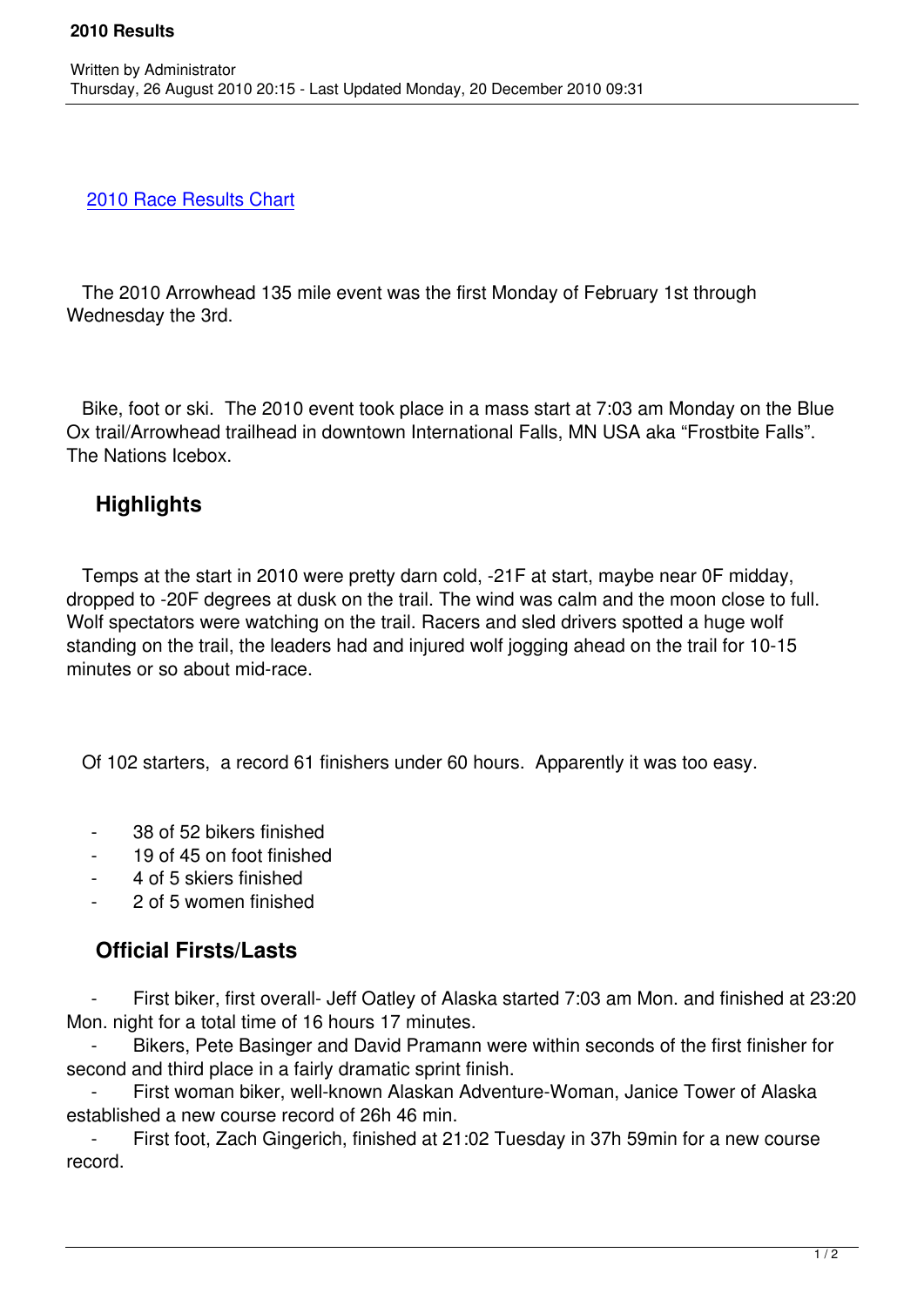[2010 Race Results Chart]

The 2010 Arrowhead 135 mile event was the first Monday of February 1st through Wednesday the 3rd.

Bike, foot or ski. The 2010 event took place in a mass start at 7:03 am Monday on the Blue Ox trail/Arrowhead trailhead in downtown International Falls, MN USA aka "Frostbite Falls". The Nations Icebox.

## Highlights

Temps at the start in 2010 were pretty darn cold, -21F at start, maybe near 0F midday, dropped to -20F degrees at dusk on the trail. The wind was calm and the moon close to full. Wolf spectators were watching on the trail. Racers and sled drivers spotted a huge wolf standing on the trail, the leaders had and injured wolf jogging ahead on the trail for 10-15 minutes or so about mid-race.

Of 102 starters, a record 61 finishers under 60 hours. Apparently it was too easy.

- 38 of 52 bikers finished
- 19 of 45 on foot finished
- 4 of 5 skiers finished
- 2 of 5 women finished

## Official Firsts/Lasts

- First biker, first overall- Jeff Oatley of Alaska started 7:03 am Mon. and finished at 23:20 Mon. night for a total time of 16 hours 17 minutes.
- Bikers, Pete Basinger and David Pramann were within seconds of the first finisher for second and third place in a fairly dramatic sprint finish.
- First woman biker, well-known Alaskan Adventure-Woman, Janice Tower of Alaska established a new course record of 26h 46 min.
- First foot, Zach Gingerich, finished at 21:02 Tuesday in 37h 59min for a new course record.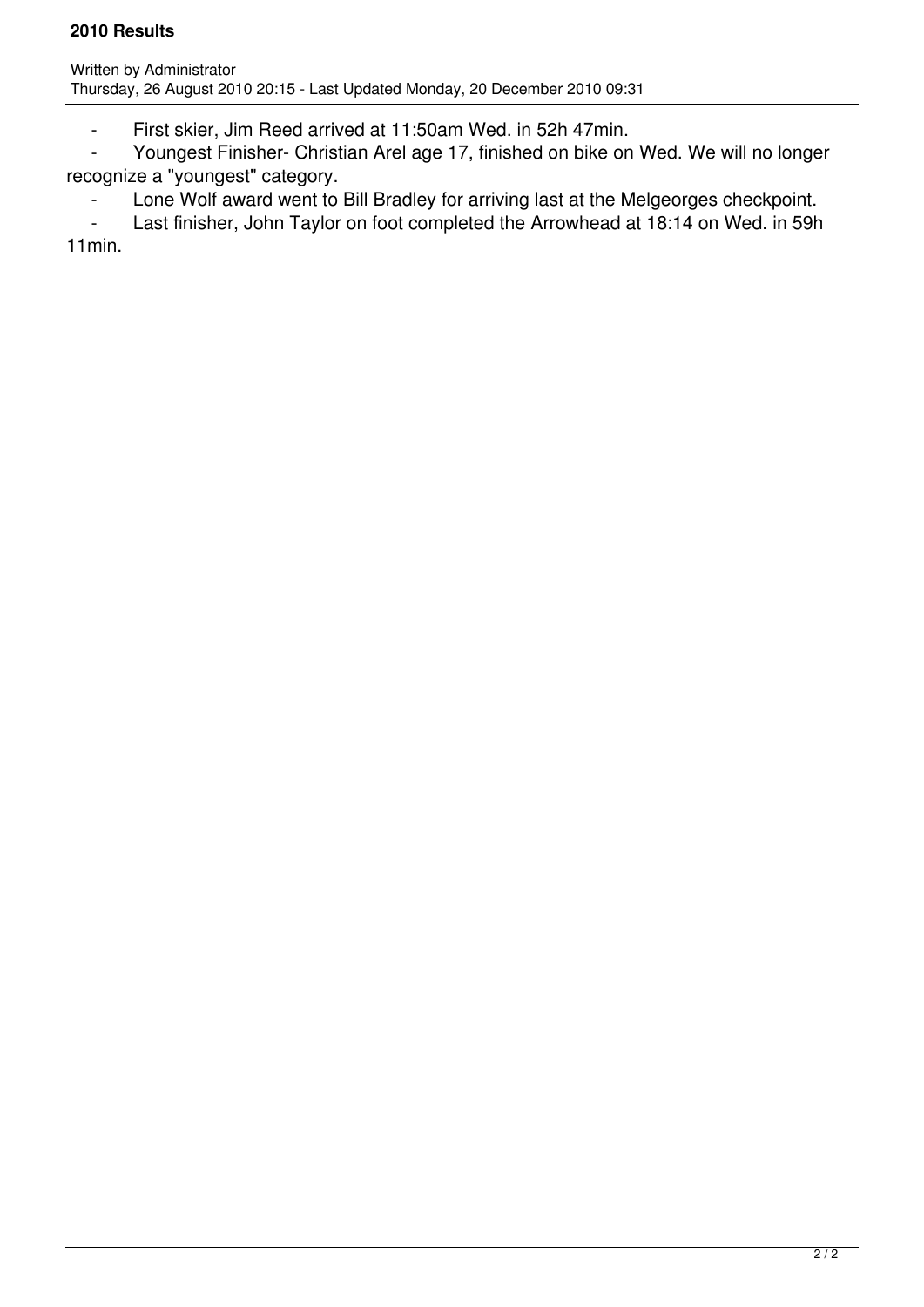- First skier, Jim Reed arrived at 11:50am Wed. in 52h 47min.
- Youngest Finisher- Christian Arel age 17, finished on bike on Wed. We will no longer recognize a "youngest" category.
- Lone Wolf award went to Bill Bradley for arriving last at the Melgeorges checkpoint.
- Last finisher, John Taylor on foot completed the Arrowhead at 18:14 on Wed. in 59h 11min.